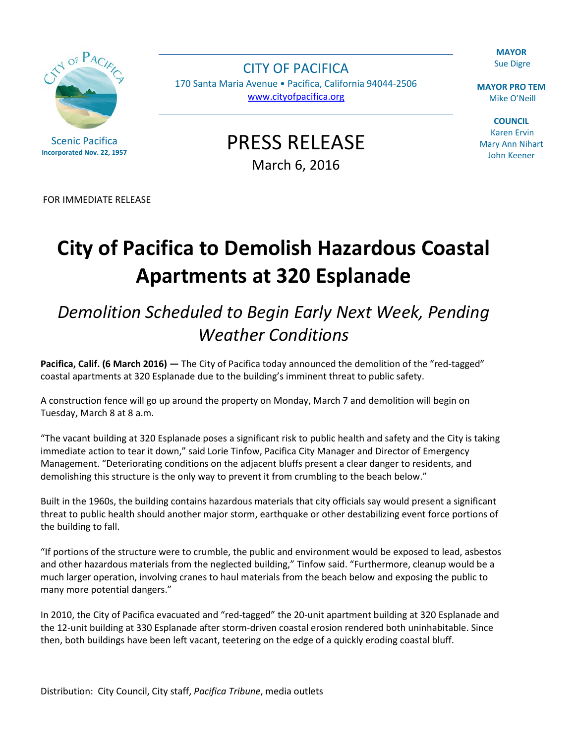Scenic Pacifica
**Incorporated Nov. 22, 1957**

CITY OF PACIFICA
170 Santa Maria Avenue • Pacifica, California 94044-2506
www.cityofpacifica.org

**MAYOR**
Sue Digre

**MAYOR PRO TEM**
Mike O'Neill

**COUNCIL**
Karen Ervin
Mary Ann Nihart
John Keener

PRESS RELEASE
March 6, 2016

FOR IMMEDIATE RELEASE

# City of Pacifica to Demolish Hazardous Coastal Apartments at 320 Esplanade

## *Demolition Scheduled to Begin Early Next Week, Pending Weather Conditions*

**Pacifica, Calif. (6 March 2016) —** The City of Pacifica today announced the demolition of the "red-tagged" coastal apartments at 320 Esplanade due to the building's imminent threat to public safety.

A construction fence will go up around the property on Monday, March 7 and demolition will begin on Tuesday, March 8 at 8 a.m.

"The vacant building at 320 Esplanade poses a significant risk to public health and safety and the City is taking immediate action to tear it down," said Lorie Tinfow, Pacifica City Manager and Director of Emergency Management. "Deteriorating conditions on the adjacent bluffs present a clear danger to residents, and demolishing this structure is the only way to prevent it from crumbling to the beach below."

Built in the 1960s, the building contains hazardous materials that city officials say would present a significant threat to public health should another major storm, earthquake or other destabilizing event force portions of the building to fall.

"If portions of the structure were to crumble, the public and environment would be exposed to lead, asbestos and other hazardous materials from the neglected building," Tinfow said. "Furthermore, cleanup would be a much larger operation, involving cranes to haul materials from the beach below and exposing the public to many more potential dangers."

In 2010, the City of Pacifica evacuated and "red-tagged" the 20-unit apartment building at 320 Esplanade and the 12-unit building at 330 Esplanade after storm-driven coastal erosion rendered both uninhabitable. Since then, both buildings have been left vacant, teetering on the edge of a quickly eroding coastal bluff.

Distribution: City Council, City staff, *Pacifica Tribune*, media outlets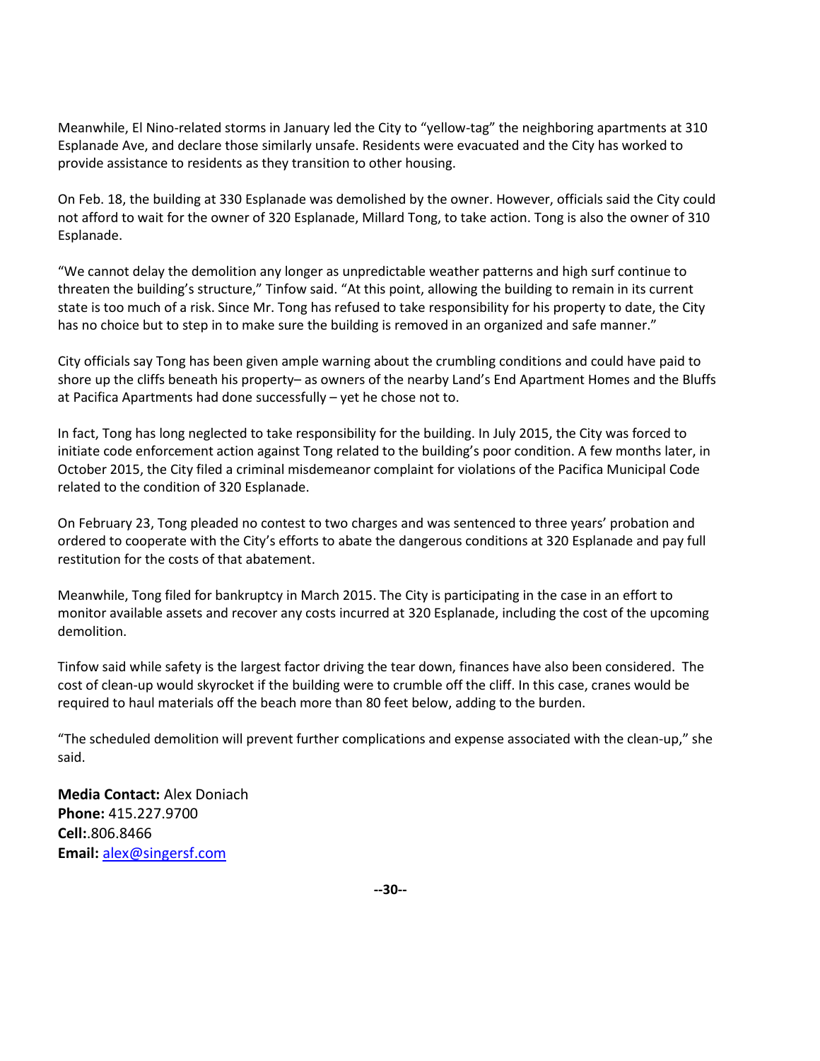Meanwhile, El Nino-related storms in January led the City to "yellow-tag" the neighboring apartments at 310 Esplanade Ave, and declare those similarly unsafe. Residents were evacuated and the City has worked to provide assistance to residents as they transition to other housing.

On Feb. 18, the building at 330 Esplanade was demolished by the owner. However, officials said the City could not afford to wait for the owner of 320 Esplanade, Millard Tong, to take action. Tong is also the owner of 310 Esplanade.

"We cannot delay the demolition any longer as unpredictable weather patterns and high surf continue to threaten the building's structure," Tinfow said. "At this point, allowing the building to remain in its current state is too much of a risk. Since Mr. Tong has refused to take responsibility for his property to date, the City has no choice but to step in to make sure the building is removed in an organized and safe manner."

City officials say Tong has been given ample warning about the crumbling conditions and could have paid to shore up the cliffs beneath his property– as owners of the nearby Land's End Apartment Homes and the Bluffs at Pacifica Apartments had done successfully – yet he chose not to.

In fact, Tong has long neglected to take responsibility for the building. In July 2015, the City was forced to initiate code enforcement action against Tong related to the building's poor condition. A few months later, in October 2015, the City filed a criminal misdemeanor complaint for violations of the Pacifica Municipal Code related to the condition of 320 Esplanade.

On February 23, Tong pleaded no contest to two charges and was sentenced to three years' probation and ordered to cooperate with the City's efforts to abate the dangerous conditions at 320 Esplanade and pay full restitution for the costs of that abatement.

Meanwhile, Tong filed for bankruptcy in March 2015. The City is participating in the case in an effort to monitor available assets and recover any costs incurred at 320 Esplanade, including the cost of the upcoming demolition.

Tinfow said while safety is the largest factor driving the tear down, finances have also been considered. The cost of clean-up would skyrocket if the building were to crumble off the cliff. In this case, cranes would be required to haul materials off the beach more than 80 feet below, adding to the burden.

"The scheduled demolition will prevent further complications and expense associated with the clean-up," she said.

**Media Contact:** Alex Doniach
**Phone:** 415.227.9700
**Cell:**.806.8466
**Email:** alex@singersf.com

**--30--**